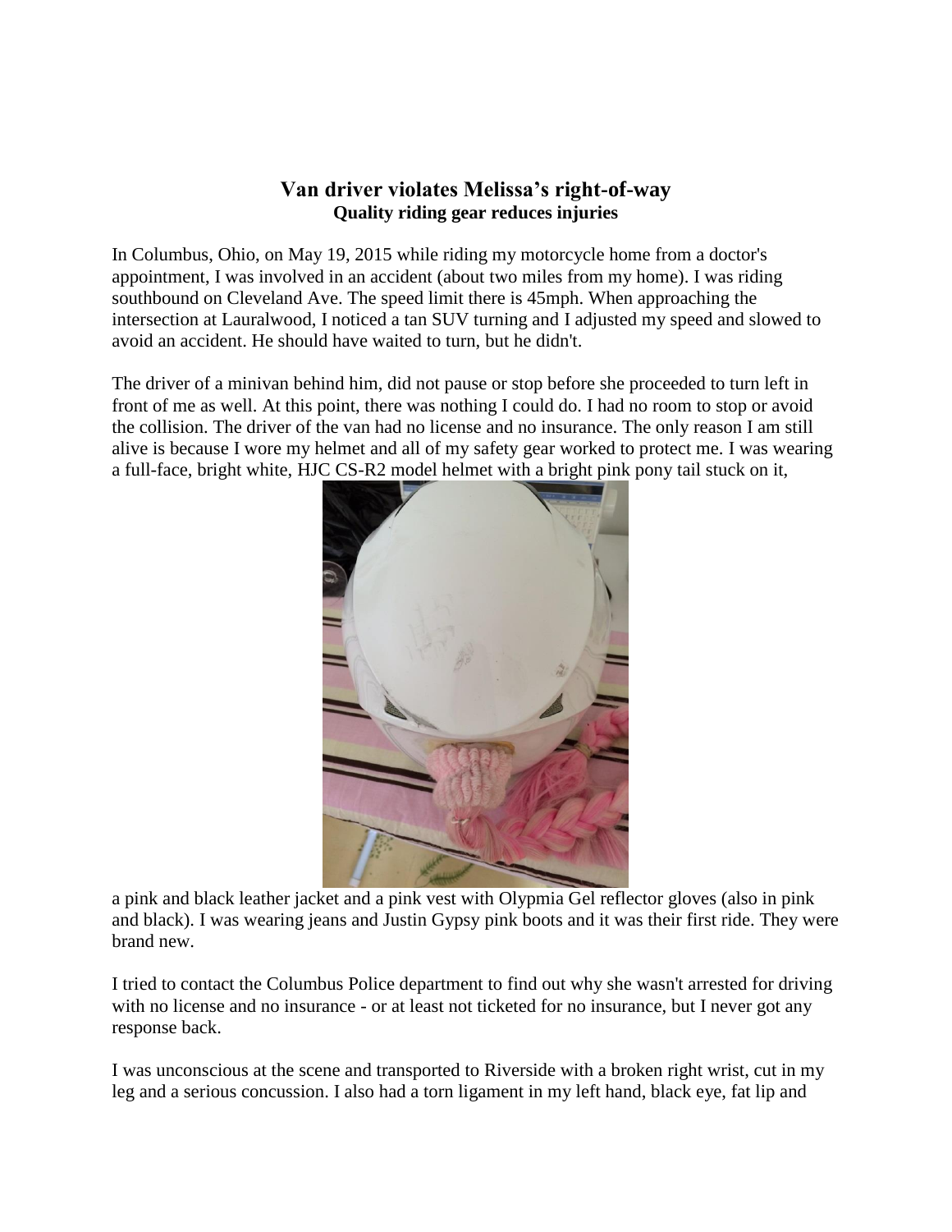## Van driver violates Melissa's right-of-way

### Quality riding gear reduces injuries

In Columbus, Ohio, on May 19, 2015 while riding my motorcycle home from a doctor's appointment, I was involved in an accident (about two miles from my home). I was riding southbound on Cleveland Ave. The speed limit there is 45mph. When approaching the intersection at Lauralwood, I noticed a tan SUV turning and I adjusted my speed and slowed to avoid an accident. He should have waited to turn, but he didn't.

The driver of a minivan behind him, did not pause or stop before she proceeded to turn left in front of me as well. At this point, there was nothing I could do. I had no room to stop or avoid the collision. The driver of the van had no license and no insurance. The only reason I am still alive is because I wore my helmet and all of my safety gear worked to protect me. I was wearing a full-face, bright white, HJC CS-R2 model helmet with a bright pink pony tail stuck on it, a pink and black leather jacket and a pink vest with Olypmia Gel reflector gloves (also in pink and black). I was wearing jeans and Justin Gypsy pink boots and it was their first ride. They were brand new.

I tried to contact the Columbus Police department to find out why she wasn't arrested for driving with no license and no insurance - or at least not ticketed for no insurance, but I never got any response back.

I was unconscious at the scene and transported to Riverside with a broken right wrist, cut in my leg and a serious concussion. I also had a torn ligament in my left hand, black eye, fat lip and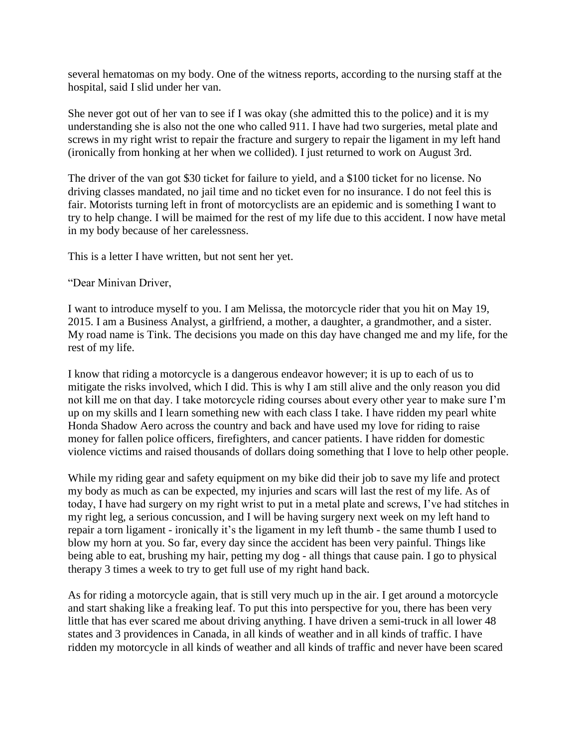several hematomas on my body. One of the witness reports, according to the nursing staff at the hospital, said I slid under her van.

She never got out of her van to see if I was okay (she admitted this to the police) and it is my understanding she is also not the one who called 911. I have had two surgeries, metal plate and screws in my right wrist to repair the fracture and surgery to repair the ligament in my left hand (ironically from honking at her when we collided). I just returned to work on August 3rd.

The driver of the van got $30 ticket for failure to yield, and a $100 ticket for no license. No driving classes mandated, no jail time and no ticket even for no insurance. I do not feel this is fair. Motorists turning left in front of motorcyclists are an epidemic and is something I want to try to help change. I will be maimed for the rest of my life due to this accident. I now have metal in my body because of her carelessness.

This is a letter I have written, but not sent her yet.

"Dear Minivan Driver,

I want to introduce myself to you. I am Melissa, the motorcycle rider that you hit on May 19, 2015. I am a Business Analyst, a girlfriend, a mother, a daughter, a grandmother, and a sister. My road name is Tink. The decisions you made on this day have changed me and my life, for the rest of my life.

I know that riding a motorcycle is a dangerous endeavor however; it is up to each of us to mitigate the risks involved, which I did. This is why I am still alive and the only reason you did not kill me on that day. I take motorcycle riding courses about every other year to make sure I'm up on my skills and I learn something new with each class I take. I have ridden my pearl white Honda Shadow Aero across the country and back and have used my love for riding to raise money for fallen police officers, firefighters, and cancer patients. I have ridden for domestic violence victims and raised thousands of dollars doing something that I love to help other people.

While my riding gear and safety equipment on my bike did their job to save my life and protect my body as much as can be expected, my injuries and scars will last the rest of my life. As of today, I have had surgery on my right wrist to put in a metal plate and screws, I've had stitches in my right leg, a serious concussion, and I will be having surgery next week on my left hand to repair a torn ligament - ironically it's the ligament in my left thumb - the same thumb I used to blow my horn at you. So far, every day since the accident has been very painful. Things like being able to eat, brushing my hair, petting my dog - all things that cause pain. I go to physical therapy 3 times a week to try to get full use of my right hand back.

As for riding a motorcycle again, that is still very much up in the air. I get around a motorcycle and start shaking like a freaking leaf. To put this into perspective for you, there has been very little that has ever scared me about driving anything. I have driven a semi-truck in all lower 48 states and 3 providences in Canada, in all kinds of weather and in all kinds of traffic. I have ridden my motorcycle in all kinds of weather and all kinds of traffic and never have been scared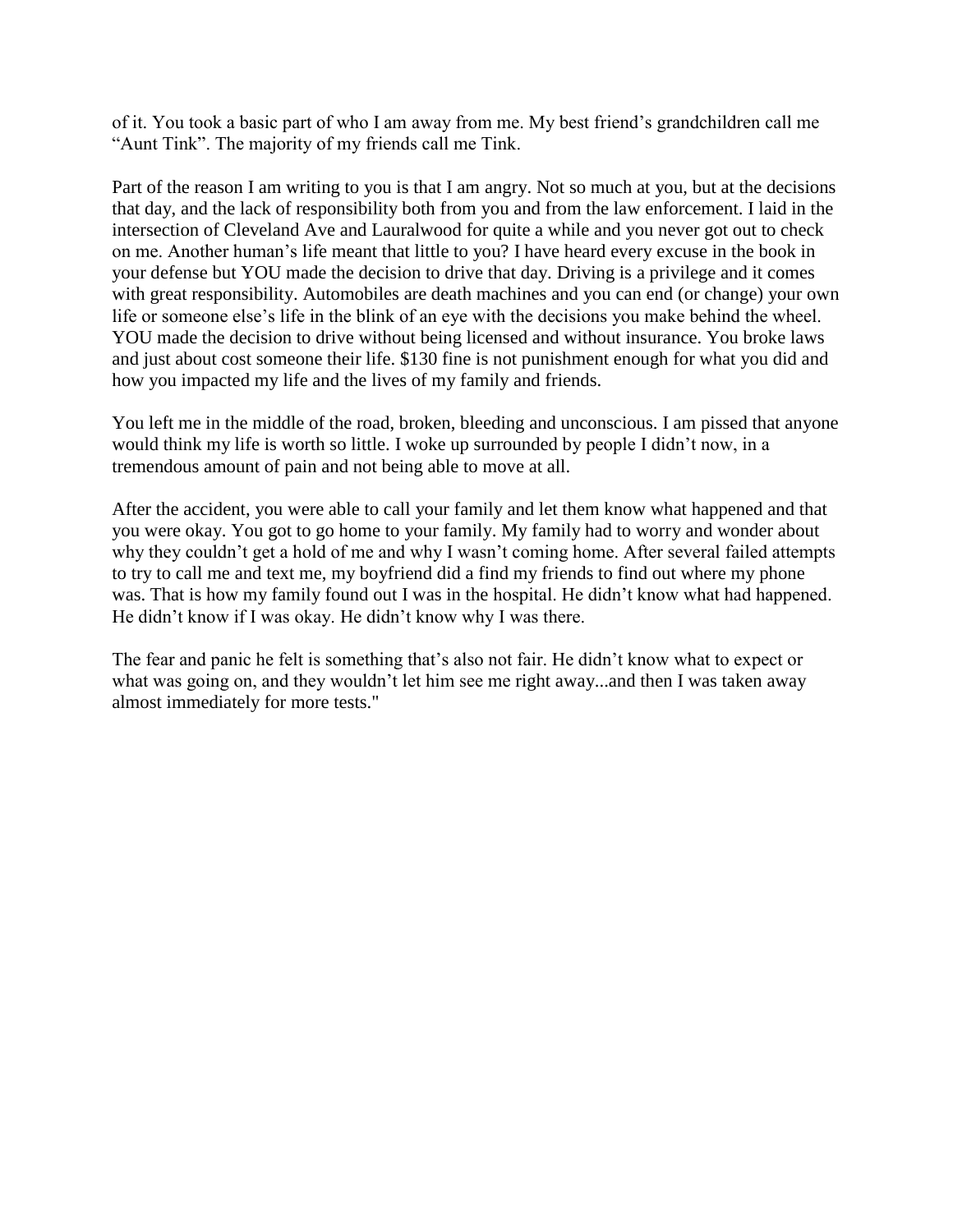of it. You took a basic part of who I am away from me. My best friend's grandchildren call me "Aunt Tink". The majority of my friends call me Tink.

Part of the reason I am writing to you is that I am angry. Not so much at you, but at the decisions that day, and the lack of responsibility both from you and from the law enforcement. I laid in the intersection of Cleveland Ave and Lauralwood for quite a while and you never got out to check on me. Another human's life meant that little to you? I have heard every excuse in the book in your defense but YOU made the decision to drive that day. Driving is a privilege and it comes with great responsibility. Automobiles are death machines and you can end (or change) your own life or someone else's life in the blink of an eye with the decisions you make behind the wheel. YOU made the decision to drive without being licensed and without insurance. You broke laws and just about cost someone their life. $130 fine is not punishment enough for what you did and how you impacted my life and the lives of my family and friends.

You left me in the middle of the road, broken, bleeding and unconscious. I am pissed that anyone would think my life is worth so little. I woke up surrounded by people I didn't now, in a tremendous amount of pain and not being able to move at all.

After the accident, you were able to call your family and let them know what happened and that you were okay. You got to go home to your family. My family had to worry and wonder about why they couldn't get a hold of me and why I wasn't coming home. After several failed attempts to try to call me and text me, my boyfriend did a find my friends to find out where my phone was. That is how my family found out I was in the hospital. He didn't know what had happened. He didn't know if I was okay. He didn't know why I was there.

The fear and panic he felt is something that's also not fair. He didn't know what to expect or what was going on, and they wouldn't let him see me right away...and then I was taken away almost immediately for more tests."